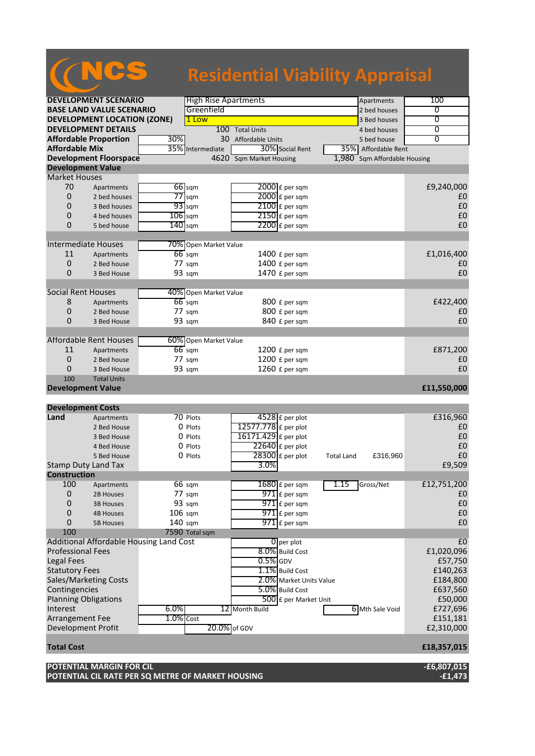# NCS Residential Viability Appraisal

| | | | | | |
|---|---|---|---|---|---|
| **DEVELOPMENT SCENARIO** | High Rise Apartments | | | Apartments | 100 |
| **BASE LAND VALUE SCENARIO** | Greenfield | | | 2 bed houses | 0 |
| **DEVELOPMENT LOCATION (ZONE)** | 1 Low | | | 3 Bed houses | 0 |
| **DEVELOPMENT DETAILS** | 100 | Total Units | | 4 bed houses | 0 |
| **Affordable Proportion** | 30% | 30 | Affordable Units | 5 bed house | 0 |
| **Affordable Mix** | 35% Intermediate | 30% Social Rent | | 35% Affordable Rent | |
| **Development Floorspace** | 4620 | Sqm Market Housing | | 1,980 Sqm Affordable Housing | |

## Development Value

| | | | | | |
|---|---|---|---|---|---|
| **Market Houses** | | | | | |
| 70 | Apartments | 66 sqm | 2000 £ per sqm | | £9,240,000 |
| 0 | 2 bed houses | 77 sqm | 2000 £ per sqm | | £0 |
| 0 | 3 Bed houses | 93 sqm | 2100 £ per sqm | | £0 |
| 0 | 4 bed houses | 106 sqm | 2150 £ per sqm | | £0 |
| 0 | 5 bed house | 140 sqm | 2200 £ per sqm | | £0 |
| **Intermediate Houses** | | 70% Open Market Value | | | |
| 11 | Apartments | 66 sqm | 1400 £ per sqm | | £1,016,400 |
| 0 | 2 Bed house | 77 sqm | 1400 £ per sqm | | £0 |
| 0 | 3 Bed House | 93 sqm | 1470 £ per sqm | | £0 |
| **Social Rent Houses** | | 40% Open Market Value | | | |
| 8 | Apartments | 66 sqm | 800 £ per sqm | | £422,400 |
| 0 | 2 Bed house | 77 sqm | 800 £ per sqm | | £0 |
| 0 | 3 Bed House | 93 sqm | 840 £ per sqm | | £0 |
| **Affordable Rent Houses** | | 60% Open Market Value | | | |
| 11 | Apartments | 66 sqm | 1200 £ per sqm | | £871,200 |
| 0 | 2 Bed house | 77 sqm | 1200 £ per sqm | | £0 |
| 0 | 3 Bed House | 93 sqm | 1260 £ per sqm | | £0 |
| 100 | Total Units | | | | |
| **Development Value** | | | | | **£11,550,000** |

## Development Costs

| | | | | | | |
|---|---|---|---|---|---|---|
| **Land** | Apartments | 70 Plots | 4528 £ per plot | | | £316,960 |
| | 2 Bed House | 0 Plots | 12577.778 £ per plot | | | £0 |
| | 3 Bed House | 0 Plots | 16171.429 £ per plot | | | £0 |
| | 4 Bed House | 0 Plots | 22640 £ per plot | | | £0 |
| | 5 Bed House | 0 Plots | 28300 £ per plot | Total Land | £316,960 | £0 |
| Stamp Duty Land Tax | | | 3.0% | | | £9,509 |
| **Construction** | | | | | | |
| 100 | Apartments | 66 sqm | 1680 £ per sqm | 1.15 | Gross/Net | £12,751,200 |
| 0 | 2B Houses | 77 sqm | 971 £ per sqm | | | £0 |
| 0 | 3B Houses | 93 sqm | 971 £ per sqm | | | £0 |
| 0 | 4B Houses | 106 sqm | 971 £ per sqm | | | £0 |
| 0 | 5B Houses | 140 sqm | 971 £ per sqm | | | £0 |
| 100 | | 7590 Total sqm | | | | |
| Additional Affordable Housing Land Cost | | | 0 per plot | | | £0 |
| Professional Fees | | | 8.0% Build Cost | | | £1,020,096 |
| Legal Fees | | | 0.5% GDV | | | £57,750 |
| Statutory Fees | | | 1.1% Build Cost | | | £140,263 |
| Sales/Marketing Costs | | | 2.0% Market Units Value | | | £184,800 |
| Contingencies | | | 5.0% Build Cost | | | £637,560 |
| Planning Obligations | | | 500 £ per Market Unit | | | £50,000 |
| Interest | 6.0% | | 12 Month Build | 6 | Mth Sale Void | £727,696 |
| Arrangement Fee | 1.0% | Cost | | | | £151,181 |
| Development Profit | | | 20.0% of GDV | | | £2,310,000 |
| **Total Cost** | | | | | | **£18,357,015** |

| | |
|---|---|
| **POTENTIAL MARGIN FOR CIL** | **-£6,807,015** |
| **POTENTIAL CIL RATE PER SQ METRE OF MARKET HOUSING** | **-£1,473** |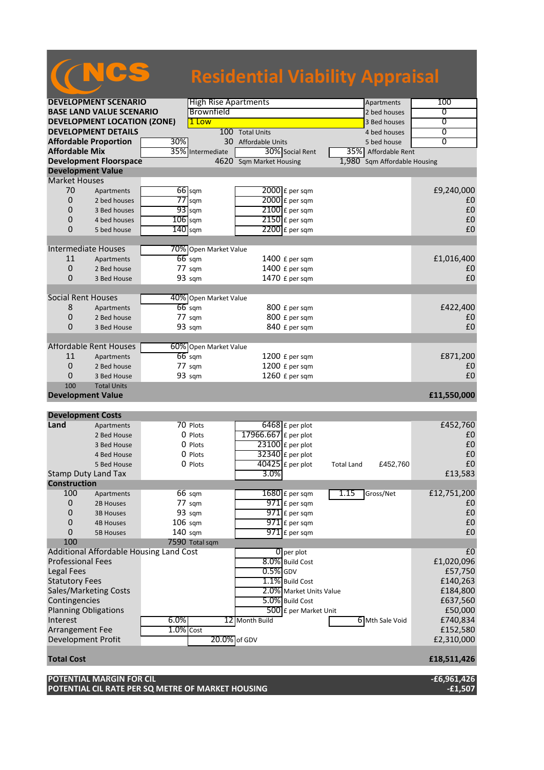# NCS Residential Viability Appraisal

| | | | | | |
|---|---|---|---|---|---|
| **DEVELOPMENT SCENARIO** | | High Rise Apartments | | Apartments | 100 |
| **BASE LAND VALUE SCENARIO** | | Brownfield | | 2 bed houses | 0 |
| **DEVELOPMENT LOCATION (ZONE)** | | 1 Low | | 3 Bed houses | 0 |
| **DEVELOPMENT DETAILS** | | 100 Total Units | | 4 bed houses | 0 |
| **Affordable Proportion** | 30% | 30 Affordable Units | | 5 bed house | 0 |
| **Affordable Mix** | 35% Intermediate | 30% Social Rent | | 35% Affordable Rent | |
| **Development Floorspace** | | 4620 Sqm Market Housing | | 1,980 Sqm Affordable Housing | |

| **Development Value** | | | | |
|---|---|---|---|---|
| **Market Houses** | | | | |
| 70 | Apartments | 66 sqm | 2000 £ per sqm | £9,240,000 |
| 0 | 2 bed houses | 77 sqm | 2000 £ per sqm | £0 |
| 0 | 3 Bed houses | 93 sqm | 2100 £ per sqm | £0 |
| 0 | 4 bed houses | 106 sqm | 2150 £ per sqm | £0 |
| 0 | 5 bed house | 140 sqm | 2200 £ per sqm | £0 |
| **Intermediate Houses** | | 70% Open Market Value | | |
| 11 | Apartments | 66 sqm | 1400 £ per sqm | £1,016,400 |
| 0 | 2 Bed house | 77 sqm | 1400 £ per sqm | £0 |
| 0 | 3 Bed House | 93 sqm | 1470 £ per sqm | £0 |
| **Social Rent Houses** | | 40% Open Market Value | | |
| 8 | Apartments | 66 sqm | 800 £ per sqm | £422,400 |
| 0 | 2 Bed house | 77 sqm | 800 £ per sqm | £0 |
| 0 | 3 Bed House | 93 sqm | 840 £ per sqm | £0 |
| **Affordable Rent Houses** | | 60% Open Market Value | | |
| 11 | Apartments | 66 sqm | 1200 £ per sqm | £871,200 |
| 0 | 2 Bed house | 77 sqm | 1200 £ per sqm | £0 |
| 0 | 3 Bed House | 93 sqm | 1260 £ per sqm | £0 |
| 100 | Total Units | | | |
| **Development Value** | | | | **£11,550,000** |

| **Development Costs** | | | | | | |
|---|---|---|---|---|---|---|
| **Land** | Apartments | 70 Plots | 6468 £ per plot | | | £452,760 |
| | 2 Bed House | 0 Plots | 17966.667 £ per plot | | | £0 |
| | 3 Bed House | 0 Plots | 23100 £ per plot | | | £0 |
| | 4 Bed House | 0 Plots | 32340 £ per plot | | | £0 |
| | 5 Bed House | 0 Plots | 40425 £ per plot | Total Land | £452,760 | £0 |
| Stamp Duty Land Tax | | | 3.0% | | | £13,583 |
| **Construction** | | | | | | |
| 100 | Apartments | 66 sqm | 1680 £ per sqm | 1.15 | Gross/Net | £12,751,200 |
| 0 | 2B Houses | 77 sqm | 971 £ per sqm | | | £0 |
| 0 | 3B Houses | 93 sqm | 971 £ per sqm | | | £0 |
| 0 | 4B Houses | 106 sqm | 971 £ per sqm | | | £0 |
| 0 | 5B Houses | 140 sqm | 971 £ per sqm | | | £0 |
| 100 | | 7590 Total sqm | | | | |
| Additional Affordable Housing Land Cost | | | 0 per plot | | | £0 |
| Professional Fees | | | 8.0% Build Cost | | | £1,020,096 |
| Legal Fees | | | 0.5% GDV | | | £57,750 |
| Statutory Fees | | | 1.1% Build Cost | | | £140,263 |
| Sales/Marketing Costs | | | 2.0% Market Units Value | | | £184,800 |
| Contingencies | | | 5.0% Build Cost | | | £637,560 |
| Planning Obligations | | | 500 £ per Market Unit | | | £50,000 |
| Interest | 6.0% | | 12 Month Build | 6 | Mth Sale Void | £740,834 |
| Arrangement Fee | 1.0% Cost | | | | | £152,580 |
| Development Profit | | 20.0% of GDV | | | | £2,310,000 |
| **Total Cost** | | | | | | **£18,511,426** |

| | |
|---|---|
| **POTENTIAL MARGIN FOR CIL** | **-£6,961,426** |
| **POTENTIAL CIL RATE PER SQ METRE OF MARKET HOUSING** | **-£1,507** |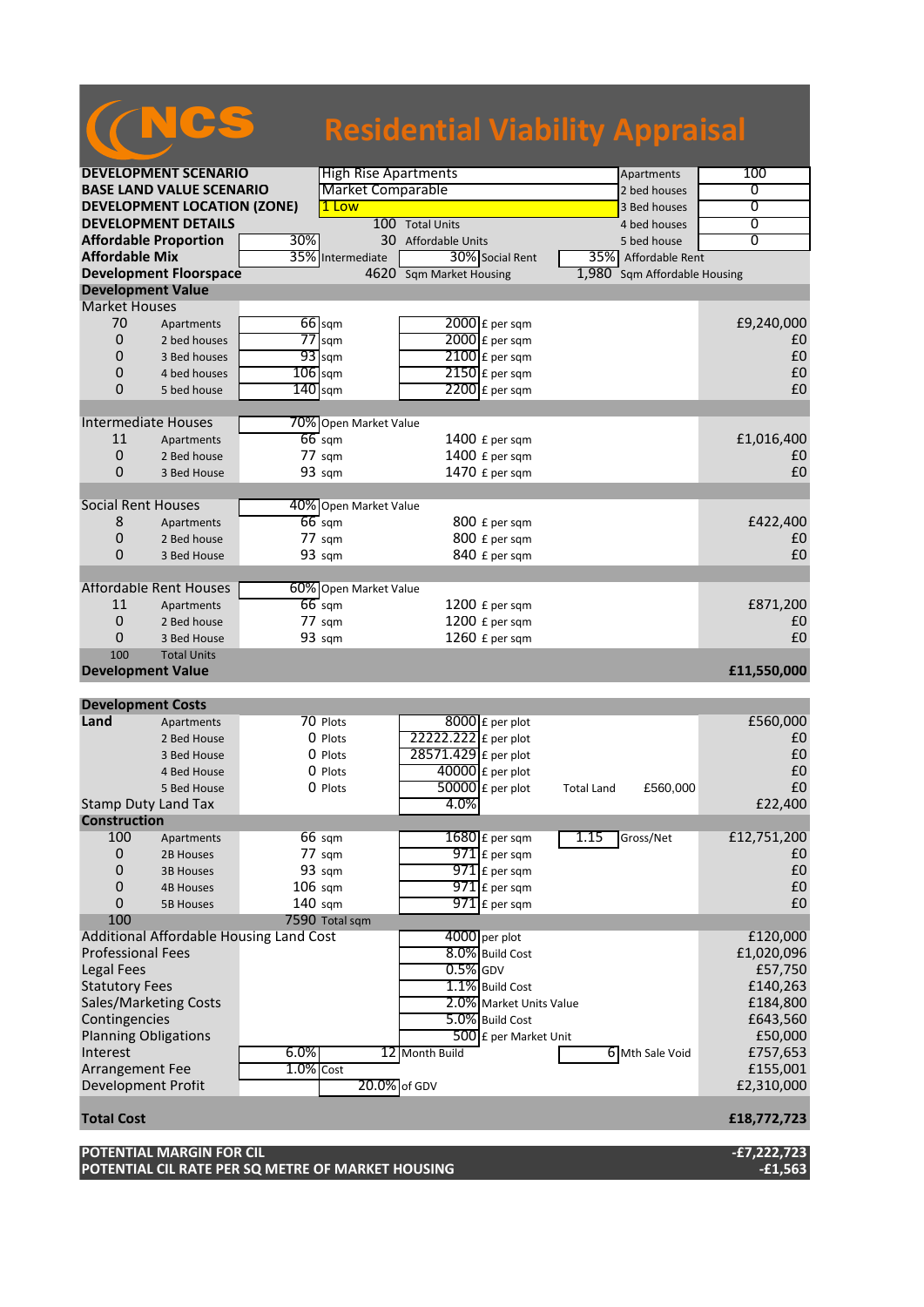# NCS Residential Viability Appraisal

| | | | | | |
|---|---|---|---|---|---|
| **DEVELOPMENT SCENARIO** | High Rise Apartments | | | Apartments | 100 |
| **BASE LAND VALUE SCENARIO** | Market Comparable | | | 2 bed houses | 0 |
| **DEVELOPMENT LOCATION (ZONE)** | 1 Low | | | 3 Bed houses | 0 |
| **DEVELOPMENT DETAILS** | 100 Total Units | | | 4 bed houses | 0 |
| **Affordable Proportion** | 30% | 30 Affordable Units | | 5 bed house | 0 |
| **Affordable Mix** | 35% Intermediate | 30% Social Rent | 35% Affordable Rent | | |
| **Development Floorspace** | 4620 Sqm Market Housing | | 1,980 Sqm Affordable Housing | | |

## Development Value

| | | | | |
|---|---|---|---|---|
| **Market Houses** | | | | |
| 70 | Apartments | 66 sqm | 2000 £ per sqm | £9,240,000 |
| 0 | 2 bed houses | 77 sqm | 2000 £ per sqm | £0 |
| 0 | 3 Bed houses | 93 sqm | 2100 £ per sqm | £0 |
| 0 | 4 bed houses | 106 sqm | 2150 £ per sqm | £0 |
| 0 | 5 bed house | 140 sqm | 2200 £ per sqm | £0 |
| **Intermediate Houses** | | 70% Open Market Value | | |
| 11 | Apartments | 66 sqm | 1400 £ per sqm | £1,016,400 |
| 0 | 2 Bed house | 77 sqm | 1400 £ per sqm | £0 |
| 0 | 3 Bed House | 93 sqm | 1470 £ per sqm | £0 |
| **Social Rent Houses** | | 40% Open Market Value | | |
| 8 | Apartments | 66 sqm | 800 £ per sqm | £422,400 |
| 0 | 2 Bed house | 77 sqm | 800 £ per sqm | £0 |
| 0 | 3 Bed House | 93 sqm | 840 £ per sqm | £0 |
| **Affordable Rent Houses** | | 60% Open Market Value | | |
| 11 | Apartments | 66 sqm | 1200 £ per sqm | £871,200 |
| 0 | 2 Bed house | 77 sqm | 1200 £ per sqm | £0 |
| 0 | 3 Bed House | 93 sqm | 1260 £ per sqm | £0 |
| 100 | Total Units | | | |
| **Development Value** | | | | **£11,550,000** |

## Development Costs

| | | | | | |
|---|---|---|---|---|---|
| **Land** | Apartments | 70 Plots | 8000 £ per plot | | £560,000 |
| | 2 Bed House | 0 Plots | 22222.222 £ per plot | | £0 |
| | 3 Bed House | 0 Plots | 28571.429 £ per plot | | £0 |
| | 4 Bed House | 0 Plots | 40000 £ per plot | | £0 |
| | 5 Bed House | 0 Plots | 50000 £ per plot | Total Land £560,000 | £0 |
| Stamp Duty Land Tax | | | 4.0% | | £22,400 |
| **Construction** | | | | | |
| 100 | Apartments | 66 sqm | 1680 £ per sqm | 1.15 Gross/Net | £12,751,200 |
| 0 | 2B Houses | 77 sqm | 971 £ per sqm | | £0 |
| 0 | 3B Houses | 93 sqm | 971 £ per sqm | | £0 |
| 0 | 4B Houses | 106 sqm | 971 £ per sqm | | £0 |
| 0 | 5B Houses | 140 sqm | 971 £ per sqm | | £0 |
| 100 | | 7590 Total sqm | | | |
| Additional Affordable Housing Land Cost | | | 4000 per plot | | £120,000 |
| Professional Fees | | | 8.0% Build Cost | | £1,020,096 |
| Legal Fees | | | 0.5% GDV | | £57,750 |
| Statutory Fees | | | 1.1% Build Cost | | £140,263 |
| Sales/Marketing Costs | | | 2.0% Market Units Value | | £184,800 |
| Contingencies | | | 5.0% Build Cost | | £643,560 |
| Planning Obligations | | | 500 £ per Market Unit | | £50,000 |
| Interest | 6.0% | | 12 Month Build | 6 Mth Sale Void | £757,653 |
| Arrangement Fee | 1.0% Cost | | | | £155,001 |
| Development Profit | | 20.0% of GDV | | | £2,310,000 |
| **Total Cost** | | | | | **£18,772,723** |

| | |
|---|---|
| **POTENTIAL MARGIN FOR CIL** | **-£7,222,723** |
| **POTENTIAL CIL RATE PER SQ METRE OF MARKET HOUSING** | **-£1,563** |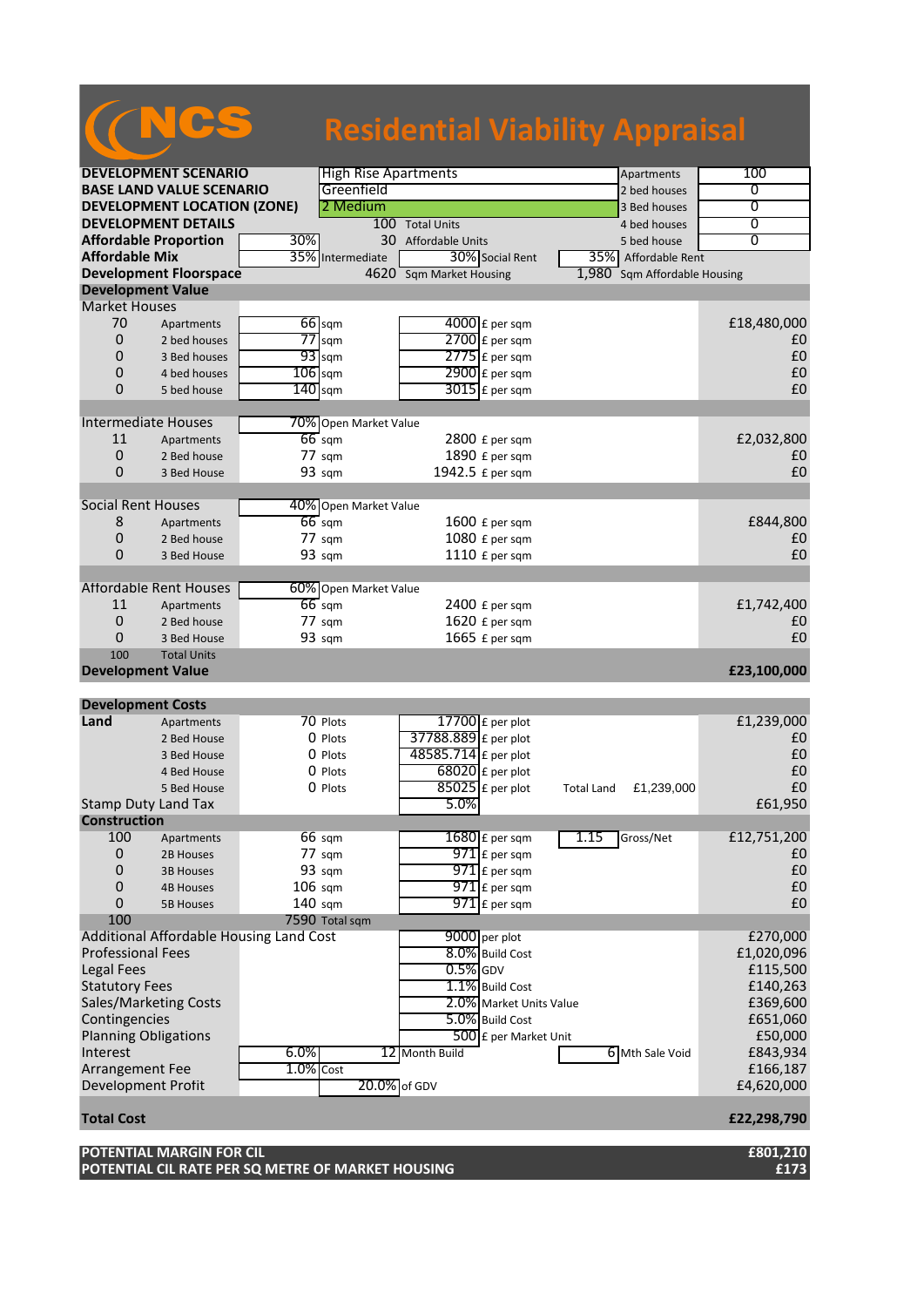# NCS Residential Viability Appraisal

| | | | | | | |
|---|---|---|---|---|---|---|
| **DEVELOPMENT SCENARIO** | | High Rise Apartments | | | Apartments | 100 |
| **BASE LAND VALUE SCENARIO** | | Greenfield | | | 2 bed houses | 0 |
| **DEVELOPMENT LOCATION (ZONE)** | | 2 Medium | | | 3 Bed houses | 0 |
| **DEVELOPMENT DETAILS** | | 100 | Total Units | | 4 bed houses | 0 |
| **Affordable Proportion** | 30% | 30 | Affordable Units | | 5 bed house | 0 |
| **Affordable Mix** | 35% | Intermediate | 30% | Social Rent | 35% | Affordable Rent |
| **Development Floorspace** | | 4620 | Sqm Market Housing | | 1,980 | Sqm Affordable Housing |

## Development Value

| | | | | | | |
|---|---|---|---|---|---|---|
| **Market Houses** | | | | | | |
| 70 | Apartments | 66 | sqm | 4000 | £ per sqm | £18,480,000 |
| 0 | 2 bed houses | 77 | sqm | 2700 | £ per sqm | £0 |
| 0 | 3 Bed houses | 93 | sqm | 2775 | £ per sqm | £0 |
| 0 | 4 bed houses | 106 | sqm | 2900 | £ per sqm | £0 |
| 0 | 5 bed house | 140 | sqm | 3015 | £ per sqm | £0 |
| **Intermediate Houses** | | 70% | Open Market Value | | | |
| 11 | Apartments | 66 | sqm | 2800 | £ per sqm | £2,032,800 |
| 0 | 2 Bed house | 77 | sqm | 1890 | £ per sqm | £0 |
| 0 | 3 Bed House | 93 | sqm | 1942.5 | £ per sqm | £0 |
| **Social Rent Houses** | | 40% | Open Market Value | | | |
| 8 | Apartments | 66 | sqm | 1600 | £ per sqm | £844,800 |
| 0 | 2 Bed house | 77 | sqm | 1080 | £ per sqm | £0 |
| 0 | 3 Bed House | 93 | sqm | 1110 | £ per sqm | £0 |
| **Affordable Rent Houses** | | 60% | Open Market Value | | | |
| 11 | Apartments | 66 | sqm | 2400 | £ per sqm | £1,742,400 |
| 0 | 2 Bed house | 77 | sqm | 1620 | £ per sqm | £0 |
| 0 | 3 Bed House | 93 | sqm | 1665 | £ per sqm | £0 |
| 100 | Total Units | | | | | |
| **Development Value** | | | | | | **£23,100,000** |

## Development Costs

| | | | | | | | | |
|---|---|---|---|---|---|---|---|---|
| **Land** | Apartments | 70 | Plots | 17700 | £ per plot | | | £1,239,000 |
| | 2 Bed House | 0 | Plots | 37788.889 | £ per plot | | | £0 |
| | 3 Bed House | 0 | Plots | 48585.714 | £ per plot | | | £0 |
| | 4 Bed House | 0 | Plots | 68020 | £ per plot | | | £0 |
| | 5 Bed House | 0 | Plots | 85025 | £ per plot | Total Land | £1,239,000 | £0 |
| Stamp Duty Land Tax | | | | 5.0% | | | | £61,950 |
| **Construction** | | | | | | | | |
| 100 | Apartments | 66 | sqm | 1680 | £ per sqm | 1.15 | Gross/Net | £12,751,200 |
| 0 | 2B Houses | 77 | sqm | 971 | £ per sqm | | | £0 |
| 0 | 3B Houses | 93 | sqm | 971 | £ per sqm | | | £0 |
| 0 | 4B Houses | 106 | sqm | 971 | £ per sqm | | | £0 |
| 0 | 5B Houses | 140 | sqm | 971 | £ per sqm | | | £0 |
| 100 | | 7590 | Total sqm | | | | | |
| Additional Affordable Housing Land Cost | | | | 9000 | per plot | | | £270,000 |
| Professional Fees | | | | 8.0% | Build Cost | | | £1,020,096 |
| Legal Fees | | | | 0.5% | GDV | | | £115,500 |
| Statutory Fees | | | | 1.1% | Build Cost | | | £140,263 |
| Sales/Marketing Costs | | | | 2.0% | Market Units Value | | | £369,600 |
| Contingencies | | | | 5.0% | Build Cost | | | £651,060 |
| Planning Obligations | | | | 500 | £ per Market Unit | | | £50,000 |
| Interest | | 6.0% | | 12 | Month Build | 6 | Mth Sale Void | £843,934 |
| Arrangement Fee | | 1.0% | Cost | | | | | £166,187 |
| Development Profit | | | | 20.0% | of GDV | | | £4,620,000 |
| **Total Cost** | | | | | | | | **£22,298,790** |

| | |
|---|---|
| **POTENTIAL MARGIN FOR CIL** | **£801,210** |
| **POTENTIAL CIL RATE PER SQ METRE OF MARKET HOUSING** | **£173** |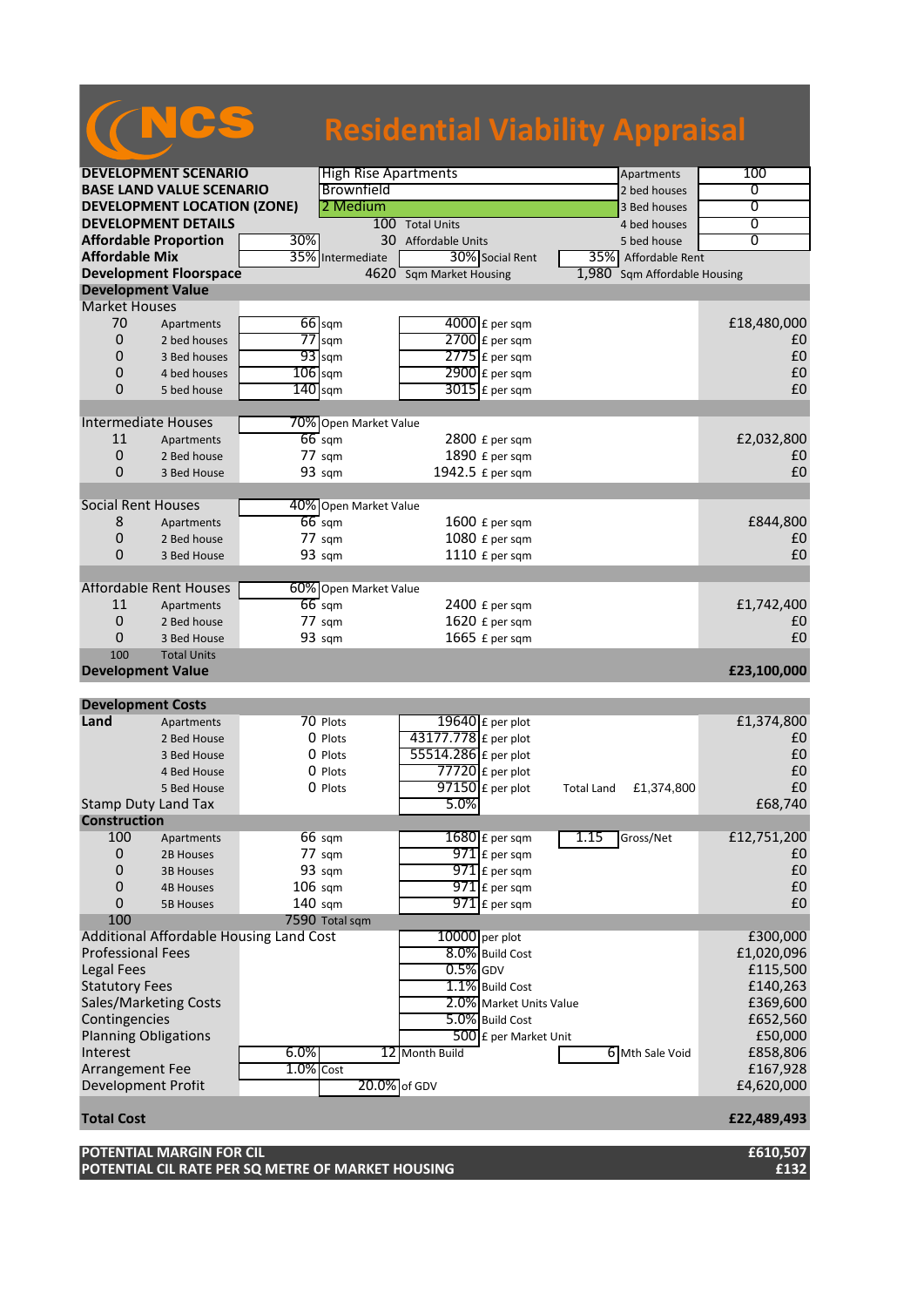# NCS Residential Viability Appraisal

| | | | | | |
|---|---|---|---|---|---|
| **DEVELOPMENT SCENARIO** | High Rise Apartments | | | Apartments | 100 |
| **BASE LAND VALUE SCENARIO** | Brownfield | | | 2 bed houses | 0 |
| **DEVELOPMENT LOCATION (ZONE)** | 2 Medium | | | 3 Bed houses | 0 |
| **DEVELOPMENT DETAILS** | 100 Total Units | | | 4 bed houses | 0 |
| **Affordable Proportion** | 30% | 30 Affordable Units | | 5 bed house | 0 |
| **Affordable Mix** | 35% Intermediate | 30% Social Rent | | 35% Affordable Rent | |
| **Development Floorspace** | 4620 Sqm Market Housing | | | 1,980 Sqm Affordable Housing | |

## Development Value

| | | | | |
|---|---|---|---|---|
| **Market Houses** | | | | |
| 70 | Apartments | 66 sqm | 4000 £ per sqm | £18,480,000 |
| 0 | 2 bed houses | 77 sqm | 2700 £ per sqm | £0 |
| 0 | 3 Bed houses | 93 sqm | 2775 £ per sqm | £0 |
| 0 | 4 bed houses | 106 sqm | 2900 £ per sqm | £0 |
| 0 | 5 bed house | 140 sqm | 3015 £ per sqm | £0 |
| **Intermediate Houses** | | 70% Open Market Value | | |
| 11 | Apartments | 66 sqm | 2800 £ per sqm | £2,032,800 |
| 0 | 2 Bed house | 77 sqm | 1890 £ per sqm | £0 |
| 0 | 3 Bed House | 93 sqm | 1942.5 £ per sqm | £0 |
| **Social Rent Houses** | | 40% Open Market Value | | |
| 8 | Apartments | 66 sqm | 1600 £ per sqm | £844,800 |
| 0 | 2 Bed house | 77 sqm | 1080 £ per sqm | £0 |
| 0 | 3 Bed House | 93 sqm | 1110 £ per sqm | £0 |
| **Affordable Rent Houses** | | 60% Open Market Value | | |
| 11 | Apartments | 66 sqm | 2400 £ per sqm | £1,742,400 |
| 0 | 2 Bed house | 77 sqm | 1620 £ per sqm | £0 |
| 0 | 3 Bed House | 93 sqm | 1665 £ per sqm | £0 |
| 100 | Total Units | | | |
| **Development Value** | | | | **£23,100,000** |

## Development Costs

| | | | | | |
|---|---|---|---|---|---|
| **Land** | Apartments | 70 Plots | 19640 £ per plot | | £1,374,800 |
| | 2 Bed House | 0 Plots | 43177.778 £ per plot | | £0 |
| | 3 Bed House | 0 Plots | 55514.286 £ per plot | | £0 |
| | 4 Bed House | 0 Plots | 77720 £ per plot | | £0 |
| | 5 Bed House | 0 Plots | 97150 £ per plot | Total Land £1,374,800 | £0 |
| Stamp Duty Land Tax | | | 5.0% | | £68,740 |
| **Construction** | | | | | |
| 100 | Apartments | 66 sqm | 1680 £ per sqm | 1.15 Gross/Net | £12,751,200 |
| 0 | 2B Houses | 77 sqm | 971 £ per sqm | | £0 |
| 0 | 3B Houses | 93 sqm | 971 £ per sqm | | £0 |
| 0 | 4B Houses | 106 sqm | 971 £ per sqm | | £0 |
| 0 | 5B Houses | 140 sqm | 971 £ per sqm | | £0 |
| 100 | | 7590 Total sqm | | | |
| Additional Affordable Housing Land Cost | | | 10000 per plot | | £300,000 |
| Professional Fees | | | 8.0% Build Cost | | £1,020,096 |
| Legal Fees | | | 0.5% GDV | | £115,500 |
| Statutory Fees | | | 1.1% Build Cost | | £140,263 |
| Sales/Marketing Costs | | | 2.0% Market Units Value | | £369,600 |
| Contingencies | | | 5.0% Build Cost | | £652,560 |
| Planning Obligations | | | 500 £ per Market Unit | | £50,000 |
| Interest | | 6.0% | 12 Month Build | 6 Mth Sale Void | £858,806 |
| Arrangement Fee | | 1.0% Cost | | | £167,928 |
| Development Profit | | | 20.0% of GDV | | £4,620,000 |
| **Total Cost** | | | | | **£22,489,493** |

| | |
|---|---|
| **POTENTIAL MARGIN FOR CIL** | **£610,507** |
| **POTENTIAL CIL RATE PER SQ METRE OF MARKET HOUSING** | **£132** |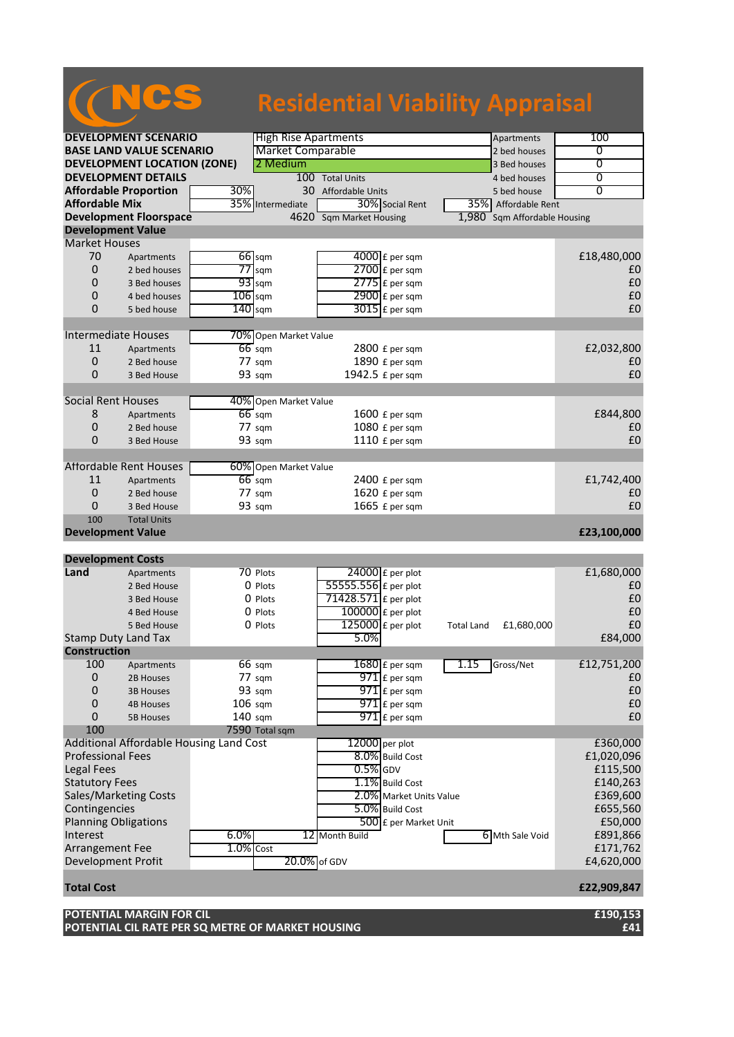# NCS Residential Viability Appraisal

| | | | | | |
|---|---|---|---|---|---|
| **DEVELOPMENT SCENARIO** | High Rise Apartments | | | Apartments | 100 |
| **BASE LAND VALUE SCENARIO** | Market Comparable | | | 2 bed houses | 0 |
| **DEVELOPMENT LOCATION (ZONE)** | 2 Medium | | | 3 Bed houses | 0 |
| **DEVELOPMENT DETAILS** | 100 Total Units | | | 4 bed houses | 0 |
| **Affordable Proportion** | 30% | 30 Affordable Units | | 5 bed house | 0 |
| **Affordable Mix** | 35% Intermediate | 30% Social Rent | | 35% Affordable Rent | |
| **Development Floorspace** | 4620 Sqm Market Housing | | | 1,980 Sqm Affordable Housing | |

## Development Value

| | | | | |
|---|---|---|---|---|
| **Market Houses** | | | | |
| 70 | Apartments | 66 sqm | 4000 £ per sqm | £18,480,000 |
| 0 | 2 bed houses | 77 sqm | 2700 £ per sqm | £0 |
| 0 | 3 Bed houses | 93 sqm | 2775 £ per sqm | £0 |
| 0 | 4 bed houses | 106 sqm | 2900 £ per sqm | £0 |
| 0 | 5 bed house | 140 sqm | 3015 £ per sqm | £0 |
| **Intermediate Houses** | | 70% Open Market Value | | |
| 11 | Apartments | 66 sqm | 2800 £ per sqm | £2,032,800 |
| 0 | 2 Bed house | 77 sqm | 1890 £ per sqm | £0 |
| 0 | 3 Bed House | 93 sqm | 1942.5 £ per sqm | £0 |
| **Social Rent Houses** | | 40% Open Market Value | | |
| 8 | Apartments | 66 sqm | 1600 £ per sqm | £844,800 |
| 0 | 2 Bed house | 77 sqm | 1080 £ per sqm | £0 |
| 0 | 3 Bed House | 93 sqm | 1110 £ per sqm | £0 |
| **Affordable Rent Houses** | | 60% Open Market Value | | |
| 11 | Apartments | 66 sqm | 2400 £ per sqm | £1,742,400 |
| 0 | 2 Bed house | 77 sqm | 1620 £ per sqm | £0 |
| 0 | 3 Bed House | 93 sqm | 1665 £ per sqm | £0 |
| 100 | Total Units | | | |
| **Development Value** | | | | **£23,100,000** |

## Development Costs

| | | | | | |
|---|---|---|---|---|---|
| **Land** | Apartments | 70 Plots | 24000 £ per plot | | £1,680,000 |
| | 2 Bed House | 0 Plots | 55555.556 £ per plot | | £0 |
| | 3 Bed House | 0 Plots | 71428.571 £ per plot | | £0 |
| | 4 Bed House | 0 Plots | 100000 £ per plot | | £0 |
| | 5 Bed House | 0 Plots | 125000 £ per plot | Total Land £1,680,000 | £0 |
| Stamp Duty Land Tax | | | 5.0% | | £84,000 |
| **Construction** | | | | | |
| 100 | Apartments | 66 sqm | 1680 £ per sqm | 1.15 Gross/Net | £12,751,200 |
| 0 | 2B Houses | 77 sqm | 971 £ per sqm | | £0 |
| 0 | 3B Houses | 93 sqm | 971 £ per sqm | | £0 |
| 0 | 4B Houses | 106 sqm | 971 £ per sqm | | £0 |
| 0 | 5B Houses | 140 sqm | 971 £ per sqm | | £0 |
| 100 | | 7590 Total sqm | | | |
| Additional Affordable Housing Land Cost | | | 12000 per plot | | £360,000 |
| Professional Fees | | | 8.0% Build Cost | | £1,020,096 |
| Legal Fees | | | 0.5% GDV | | £115,500 |
| Statutory Fees | | | 1.1% Build Cost | | £140,263 |
| Sales/Marketing Costs | | | 2.0% Market Units Value | | £369,600 |
| Contingencies | | | 5.0% Build Cost | | £655,560 |
| Planning Obligations | | | 500 £ per Market Unit | | £50,000 |
| Interest | 6.0% | | 12 Month Build | 6 Mth Sale Void | £891,866 |
| Arrangement Fee | 1.0% Cost | | | | £171,762 |
| Development Profit | | 20.0% of GDV | | | £4,620,000 |
| **Total Cost** | | | | | **£22,909,847** |

| | |
|---|---|
| **POTENTIAL MARGIN FOR CIL** | **£190,153** |
| **POTENTIAL CIL RATE PER SQ METRE OF MARKET HOUSING** | **£41** |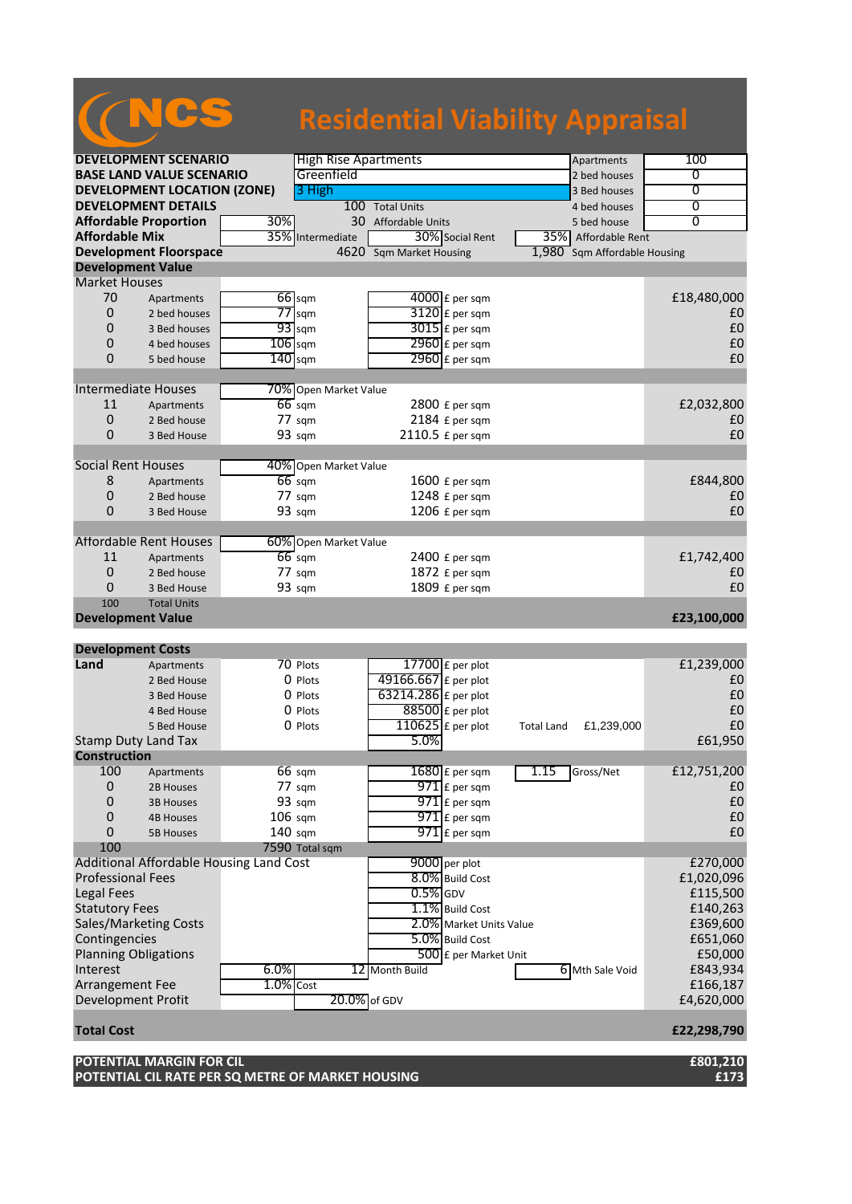# NCS Residential Viability Appraisal

| | | | | | | |
|---|---|---|---|---|---|---|
| **DEVELOPMENT SCENARIO** | | High Rise Apartments | | | Apartments | 100 |
| **BASE LAND VALUE SCENARIO** | | Greenfield | | | 2 bed houses | 0 |
| **DEVELOPMENT LOCATION (ZONE)** | | 3 High | | | 3 Bed houses | 0 |
| **DEVELOPMENT DETAILS** | | 100 | Total Units | | 4 bed houses | 0 |
| **Affordable Proportion** | 30% | 30 | Affordable Units | | 5 bed house | 0 |
| **Affordable Mix** | 35% | Intermediate | 30% | Social Rent | 35% | Affordable Rent |
| **Development Floorspace** | | 4620 | Sqm Market Housing | | 1,980 | Sqm Affordable Housing |

## Development Value

| | | | | | | |
|---|---|---|---|---|---|---|
| **Market Houses** | | | | | | |
| 70 | Apartments | 66 | sqm | 4000 | £ per sqm | £18,480,000 |
| 0 | 2 bed houses | 77 | sqm | 3120 | £ per sqm | £0 |
| 0 | 3 Bed houses | 93 | sqm | 3015 | £ per sqm | £0 |
| 0 | 4 bed houses | 106 | sqm | 2960 | £ per sqm | £0 |
| 0 | 5 bed house | 140 | sqm | 2960 | £ per sqm | £0 |
| **Intermediate Houses** | | 70% | Open Market Value | | | |
| 11 | Apartments | 66 | sqm | 2800 | £ per sqm | £2,032,800 |
| 0 | 2 Bed house | 77 | sqm | 2184 | £ per sqm | £0 |
| 0 | 3 Bed House | 93 | sqm | 2110.5 | £ per sqm | £0 |
| **Social Rent Houses** | | 40% | Open Market Value | | | |
| 8 | Apartments | 66 | sqm | 1600 | £ per sqm | £844,800 |
| 0 | 2 Bed house | 77 | sqm | 1248 | £ per sqm | £0 |
| 0 | 3 Bed House | 93 | sqm | 1206 | £ per sqm | £0 |
| **Affordable Rent Houses** | | 60% | Open Market Value | | | |
| 11 | Apartments | 66 | sqm | 2400 | £ per sqm | £1,742,400 |
| 0 | 2 Bed house | 77 | sqm | 1872 | £ per sqm | £0 |
| 0 | 3 Bed House | 93 | sqm | 1809 | £ per sqm | £0 |
| 100 | Total Units | | | | | |
| **Development Value** | | | | | | **£23,100,000** |

## Development Costs

| | | | | | | | | |
|---|---|---|---|---|---|---|---|---|
| **Land** | Apartments | 70 | Plots | 17700 | £ per plot | | | £1,239,000 |
| | 2 Bed House | 0 | Plots | 49166.667 | £ per plot | | | £0 |
| | 3 Bed House | 0 | Plots | 63214.286 | £ per plot | | | £0 |
| | 4 Bed House | 0 | Plots | 88500 | £ per plot | | | £0 |
| | 5 Bed House | 0 | Plots | 110625 | £ per plot | Total Land | £1,239,000 | £0 |
| Stamp Duty Land Tax | | | | 5.0% | | | | £61,950 |
| **Construction** | | | | | | | | |
| 100 | Apartments | 66 | sqm | 1680 | £ per sqm | 1.15 | Gross/Net | £12,751,200 |
| 0 | 2B Houses | 77 | sqm | 971 | £ per sqm | | | £0 |
| 0 | 3B Houses | 93 | sqm | 971 | £ per sqm | | | £0 |
| 0 | 4B Houses | 106 | sqm | 971 | £ per sqm | | | £0 |
| 0 | 5B Houses | 140 | sqm | 971 | £ per sqm | | | £0 |
| 100 | | 7590 | Total sqm | | | | | |
| Additional Affordable Housing Land Cost | | | | 9000 | per plot | | | £270,000 |
| Professional Fees | | | | 8.0% | Build Cost | | | £1,020,096 |
| Legal Fees | | | | 0.5% | GDV | | | £115,500 |
| Statutory Fees | | | | 1.1% | Build Cost | | | £140,263 |
| Sales/Marketing Costs | | | | 2.0% | Market Units Value | | | £369,600 |
| Contingencies | | | | 5.0% | Build Cost | | | £651,060 |
| Planning Obligations | | | | 500 | £ per Market Unit | | | £50,000 |
| Interest | | 6.0% | | 12 | Month Build | 6 | Mth Sale Void | £843,934 |
| Arrangement Fee | | 1.0% | Cost | | | | | £166,187 |
| Development Profit | | | | 20.0% | of GDV | | | £4,620,000 |
| **Total Cost** | | | | | | | | **£22,298,790** |

| | |
|---|---|
| **POTENTIAL MARGIN FOR CIL** | **£801,210** |
| **POTENTIAL CIL RATE PER SQ METRE OF MARKET HOUSING** | **£173** |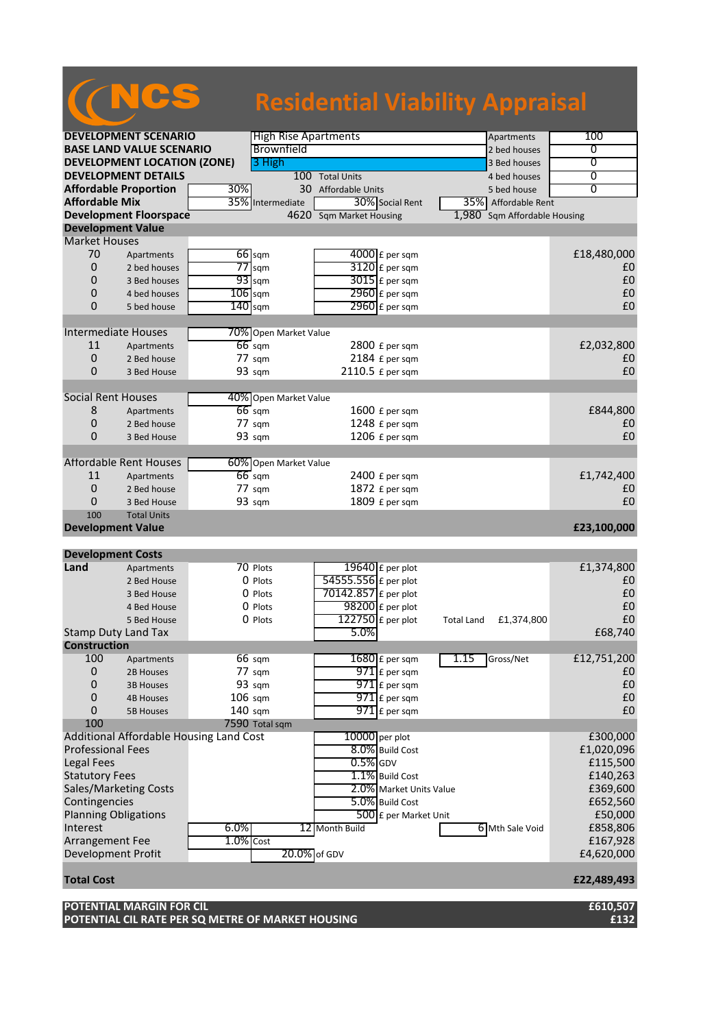# NCS Residential Viability Appraisal

| | | | | | |
|---|---|---|---|---|---|
| **DEVELOPMENT SCENARIO** | High Rise Apartments | | | Apartments | 100 |
| **BASE LAND VALUE SCENARIO** | Brownfield | | | 2 bed houses | 0 |
| **DEVELOPMENT LOCATION (ZONE)** | 3 High | | | 3 Bed houses | 0 |
| **DEVELOPMENT DETAILS** | 100 Total Units | | | 4 bed houses | 0 |
| **Affordable Proportion** | 30% | 30 Affordable Units | | 5 bed house | 0 |
| **Affordable Mix** | 35% Intermediate | 30% Social Rent | | 35% Affordable Rent | |
| **Development Floorspace** | 4620 Sqm Market Housing | | | 1,980 Sqm Affordable Housing | |

## Development Value

| | | | | |
|---|---|---|---|---|
| **Market Houses** | | | | |
| 70 | Apartments | 66 sqm | 4000 £ per sqm | £18,480,000 |
| 0 | 2 bed houses | 77 sqm | 3120 £ per sqm | £0 |
| 0 | 3 Bed houses | 93 sqm | 3015 £ per sqm | £0 |
| 0 | 4 bed houses | 106 sqm | 2960 £ per sqm | £0 |
| 0 | 5 bed house | 140 sqm | 2960 £ per sqm | £0 |
| **Intermediate Houses** | | 70% Open Market Value | | |
| 11 | Apartments | 66 sqm | 2800 £ per sqm | £2,032,800 |
| 0 | 2 Bed house | 77 sqm | 2184 £ per sqm | £0 |
| 0 | 3 Bed House | 93 sqm | 2110.5 £ per sqm | £0 |
| **Social Rent Houses** | | 40% Open Market Value | | |
| 8 | Apartments | 66 sqm | 1600 £ per sqm | £844,800 |
| 0 | 2 Bed house | 77 sqm | 1248 £ per sqm | £0 |
| 0 | 3 Bed House | 93 sqm | 1206 £ per sqm | £0 |
| **Affordable Rent Houses** | | 60% Open Market Value | | |
| 11 | Apartments | 66 sqm | 2400 £ per sqm | £1,742,400 |
| 0 | 2 Bed house | 77 sqm | 1872 £ per sqm | £0 |
| 0 | 3 Bed House | 93 sqm | 1809 £ per sqm | £0 |
| 100 | Total Units | | | |
| **Development Value** | | | | **£23,100,000** |

## Development Costs

| | | | | | | |
|---|---|---|---|---|---|---|
| **Land** | Apartments | 70 Plots | 19640 £ per plot | | | £1,374,800 |
| | 2 Bed House | 0 Plots | 54555.556 £ per plot | | | £0 |
| | 3 Bed House | 0 Plots | 70142.857 £ per plot | | | £0 |
| | 4 Bed House | 0 Plots | 98200 £ per plot | | | £0 |
| | 5 Bed House | 0 Plots | 122750 £ per plot | Total Land | £1,374,800 | £0 |
| Stamp Duty Land Tax | | | 5.0% | | | £68,740 |
| **Construction** | | | | | | |
| 100 | Apartments | 66 sqm | 1680 £ per sqm | 1.15 | Gross/Net | £12,751,200 |
| 0 | 2B Houses | 77 sqm | 971 £ per sqm | | | £0 |
| 0 | 3B Houses | 93 sqm | 971 £ per sqm | | | £0 |
| 0 | 4B Houses | 106 sqm | 971 £ per sqm | | | £0 |
| 0 | 5B Houses | 140 sqm | 971 £ per sqm | | | £0 |
| 100 | | 7590 Total sqm | | | | |
| Additional Affordable Housing Land Cost | | | 10000 per plot | | | £300,000 |
| Professional Fees | | | 8.0% Build Cost | | | £1,020,096 |
| Legal Fees | | | 0.5% GDV | | | £115,500 |
| Statutory Fees | | | 1.1% Build Cost | | | £140,263 |
| Sales/Marketing Costs | | | 2.0% Market Units Value | | | £369,600 |
| Contingencies | | | 5.0% Build Cost | | | £652,560 |
| Planning Obligations | | | 500 £ per Market Unit | | | £50,000 |
| Interest | 6.0% | 12 Month Build | | 6 Mth Sale Void | | £858,806 |
| Arrangement Fee | 1.0% Cost | | | | | £167,928 |
| Development Profit | | 20.0% of GDV | | | | £4,620,000 |
| **Total Cost** | | | | | | **£22,489,493** |

| | |
|---|---|
| **POTENTIAL MARGIN FOR CIL** | **£610,507** |
| **POTENTIAL CIL RATE PER SQ METRE OF MARKET HOUSING** | **£132** |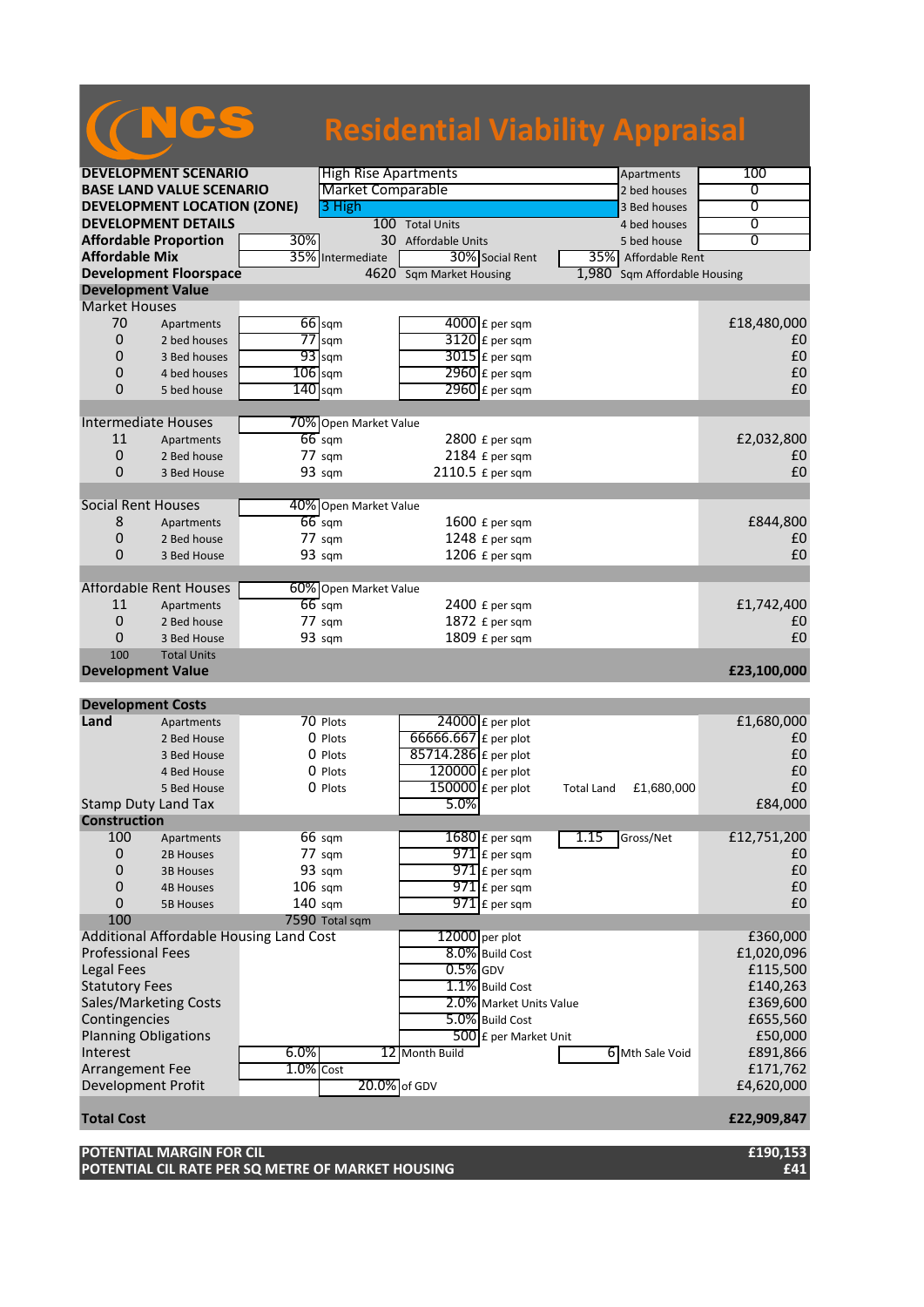# NCS Residential Viability Appraisal

| | | | | | |
|---|---|---|---|---|---|
| **DEVELOPMENT SCENARIO** | High Rise Apartments | | | Apartments | 100 |
| **BASE LAND VALUE SCENARIO** | Market Comparable | | | 2 bed houses | 0 |
| **DEVELOPMENT LOCATION (ZONE)** | 3 High | | | 3 Bed houses | 0 |
| **DEVELOPMENT DETAILS** | 100 Total Units | | | 4 bed houses | 0 |
| **Affordable Proportion** | 30% | 30 Affordable Units | | 5 bed house | 0 |
| **Affordable Mix** | 35% Intermediate | 30% Social Rent | 35% Affordable Rent | | |
| **Development Floorspace** | 4620 Sqm Market Housing | | 1,980 Sqm Affordable Housing | | |

## Development Value

| | | | | | |
|---|---|---|---|---|---|
| **Market Houses** | | | | | |
| 70 | Apartments | 66 sqm | 4000 £ per sqm | | £18,480,000 |
| 0 | 2 bed houses | 77 sqm | 3120 £ per sqm | | £0 |
| 0 | 3 Bed houses | 93 sqm | 3015 £ per sqm | | £0 |
| 0 | 4 bed houses | 106 sqm | 2960 £ per sqm | | £0 |
| 0 | 5 bed house | 140 sqm | 2960 £ per sqm | | £0 |
| **Intermediate Houses** | | 70% Open Market Value | | | |
| 11 | Apartments | 66 sqm | 2800 £ per sqm | | £2,032,800 |
| 0 | 2 Bed house | 77 sqm | 2184 £ per sqm | | £0 |
| 0 | 3 Bed House | 93 sqm | 2110.5 £ per sqm | | £0 |
| **Social Rent Houses** | | 40% Open Market Value | | | |
| 8 | Apartments | 66 sqm | 1600 £ per sqm | | £844,800 |
| 0 | 2 Bed house | 77 sqm | 1248 £ per sqm | | £0 |
| 0 | 3 Bed House | 93 sqm | 1206 £ per sqm | | £0 |
| **Affordable Rent Houses** | | 60% Open Market Value | | | |
| 11 | Apartments | 66 sqm | 2400 £ per sqm | | £1,742,400 |
| 0 | 2 Bed house | 77 sqm | 1872 £ per sqm | | £0 |
| 0 | 3 Bed House | 93 sqm | 1809 £ per sqm | | £0 |
| 100 | Total Units | | | | |
| **Development Value** | | | | | **£23,100,000** |

## Development Costs

| | | | | | | |
|---|---|---|---|---|---|---|
| **Land** | Apartments | 70 Plots | 24000 £ per plot | | | £1,680,000 |
| | 2 Bed House | 0 Plots | 66666.667 £ per plot | | | £0 |
| | 3 Bed House | 0 Plots | 85714.286 £ per plot | | | £0 |
| | 4 Bed House | 0 Plots | 120000 £ per plot | | | £0 |
| | 5 Bed House | 0 Plots | 150000 £ per plot | Total Land | £1,680,000 | £0 |
| Stamp Duty Land Tax | | | 5.0% | | | £84,000 |
| **Construction** | | | | | | |
| 100 | Apartments | 66 sqm | 1680 £ per sqm | 1.15 | Gross/Net | £12,751,200 |
| 0 | 2B Houses | 77 sqm | 971 £ per sqm | | | £0 |
| 0 | 3B Houses | 93 sqm | 971 £ per sqm | | | £0 |
| 0 | 4B Houses | 106 sqm | 971 £ per sqm | | | £0 |
| 0 | 5B Houses | 140 sqm | 971 £ per sqm | | | £0 |
| 100 | | 7590 Total sqm | | | | |
| Additional Affordable Housing Land Cost | | | 12000 per plot | | | £360,000 |
| Professional Fees | | | 8.0% Build Cost | | | £1,020,096 |
| Legal Fees | | | 0.5% GDV | | | £115,500 |
| Statutory Fees | | | 1.1% Build Cost | | | £140,263 |
| Sales/Marketing Costs | | | 2.0% Market Units Value | | | £369,600 |
| Contingencies | | | 5.0% Build Cost | | | £655,560 |
| Planning Obligations | | | 500 £ per Market Unit | | | £50,000 |
| Interest | 6.0% | | 12 Month Build | 6 Mth Sale Void | | £891,866 |
| Arrangement Fee | 1.0% Cost | | | | | £171,762 |
| Development Profit | | 20.0% of GDV | | | | £4,620,000 |
| **Total Cost** | | | | | | **£22,909,847** |

| | |
|---|---|
| **POTENTIAL MARGIN FOR CIL** | **£190,153** |
| **POTENTIAL CIL RATE PER SQ METRE OF MARKET HOUSING** | **£41** |